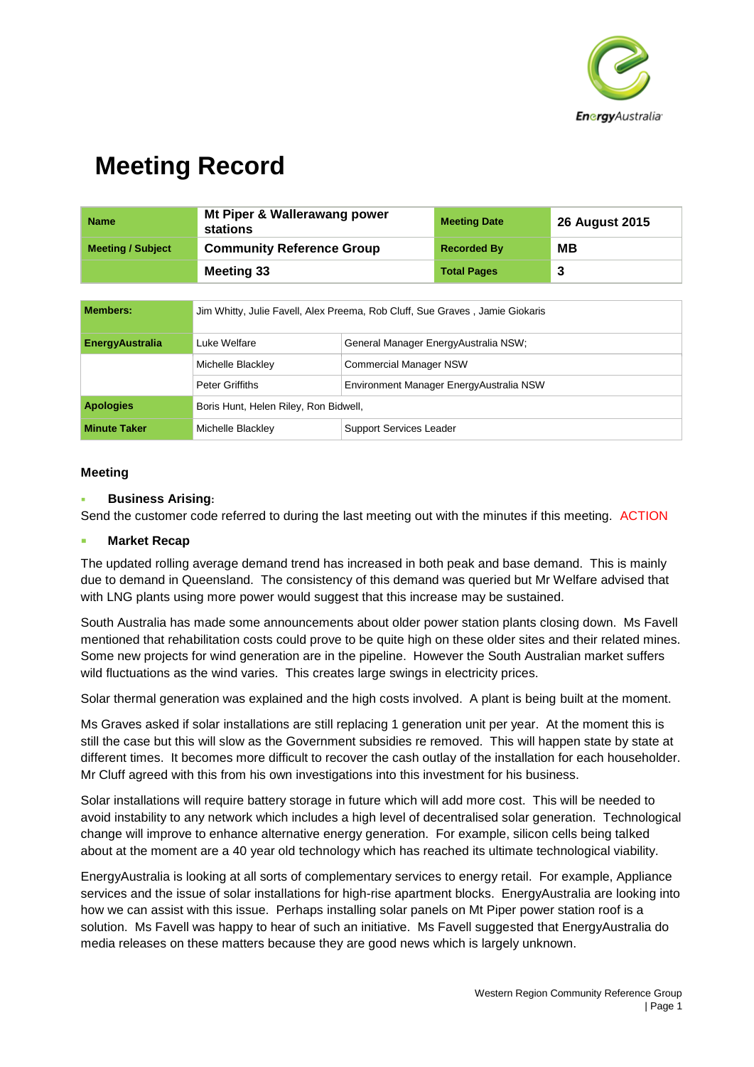# Meeting Record

| Name | Mt Piper & Wallerawang power stations | Meeting Date | 26 August 2015 |
| --- | --- | --- | --- |
| Meeting / Subject | Community Reference Group | Recorded By | MB |
| | Meeting 33 | Total Pages | 3 |

| Members: | Jim Whitty, Julie Favell, Alex Preema, Rob Cluff, Sue Graves , Jamie Giokaris | |
| --- | --- | --- |
| EnergyAustralia | Luke Welfare | General Manager EnergyAustralia NSW; |
| | Michelle Blackley | Commercial Manager NSW |
| | Peter Griffiths | Environment Manager EnergyAustralia NSW |
| Apologies | Boris Hunt, Helen Riley, Ron Bidwell, | |
| Minute Taker | Michelle Blackley | Support Services Leader |

**Meeting**

- **Business Arising:**

Send the customer code referred to during the last meeting out with the minutes if this meeting. ACTION

- **Market Recap**

The updated rolling average demand trend has increased in both peak and base demand. This is mainly due to demand in Queensland. The consistency of this demand was queried but Mr Welfare advised that with LNG plants using more power would suggest that this increase may be sustained.

South Australia has made some announcements about older power station plants closing down. Ms Favell mentioned that rehabilitation costs could prove to be quite high on these older sites and their related mines. Some new projects for wind generation are in the pipeline. However the South Australian market suffers wild fluctuations as the wind varies. This creates large swings in electricity prices.

Solar thermal generation was explained and the high costs involved. A plant is being built at the moment.

Ms Graves asked if solar installations are still replacing 1 generation unit per year. At the moment this is still the case but this will slow as the Government subsidies re removed. This will happen state by state at different times. It becomes more difficult to recover the cash outlay of the installation for each householder. Mr Cluff agreed with this from his own investigations into this investment for his business.

Solar installations will require battery storage in future which will add more cost. This will be needed to avoid instability to any network which includes a high level of decentralised solar generation. Technological change will improve to enhance alternative energy generation. For example, silicon cells being talked about at the moment are a 40 year old technology which has reached its ultimate technological viability.

EnergyAustralia is looking at all sorts of complementary services to energy retail. For example, Appliance services and the issue of solar installations for high-rise apartment blocks. EnergyAustralia are looking into how we can assist with this issue. Perhaps installing solar panels on Mt Piper power station roof is a solution. Ms Favell was happy to hear of such an initiative. Ms Favell suggested that EnergyAustralia do media releases on these matters because they are good news which is largely unknown.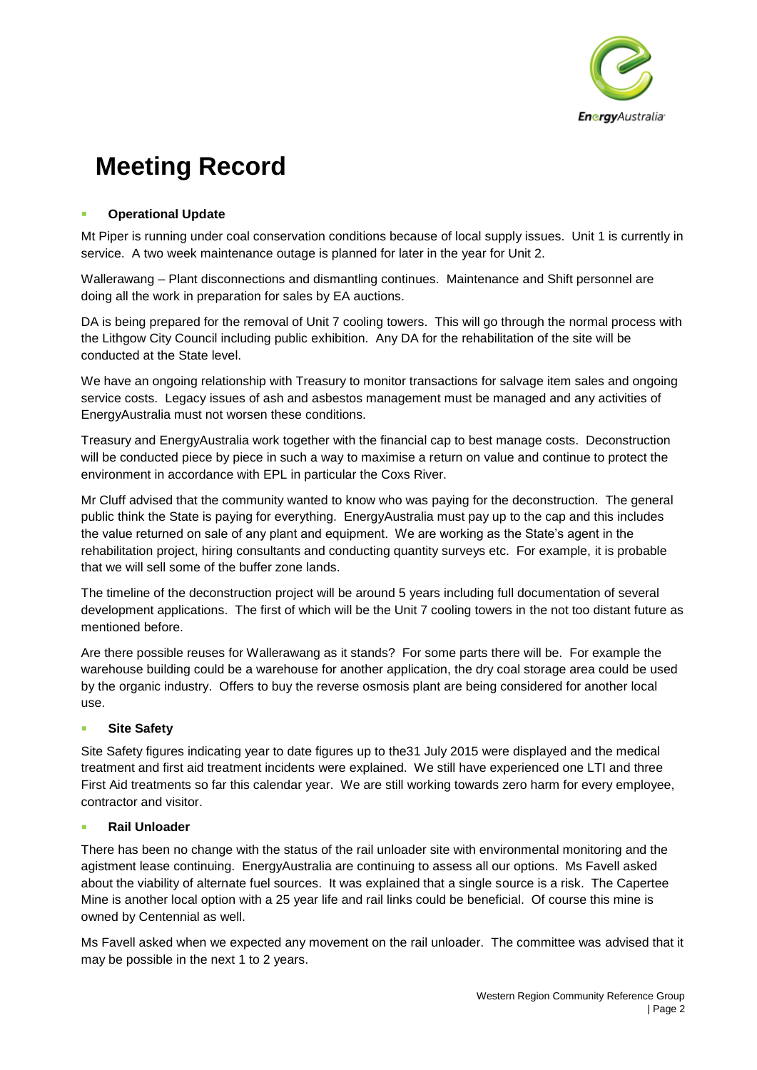# Meeting Record

- **Operational Update**

Mt Piper is running under coal conservation conditions because of local supply issues. Unit 1 is currently in service. A two week maintenance outage is planned for later in the year for Unit 2.

Wallerawang – Plant disconnections and dismantling continues. Maintenance and Shift personnel are doing all the work in preparation for sales by EA auctions.

DA is being prepared for the removal of Unit 7 cooling towers. This will go through the normal process with the Lithgow City Council including public exhibition. Any DA for the rehabilitation of the site will be conducted at the State level.

We have an ongoing relationship with Treasury to monitor transactions for salvage item sales and ongoing service costs. Legacy issues of ash and asbestos management must be managed and any activities of EnergyAustralia must not worsen these conditions.

Treasury and EnergyAustralia work together with the financial cap to best manage costs. Deconstruction will be conducted piece by piece in such a way to maximise a return on value and continue to protect the environment in accordance with EPL in particular the Coxs River.

Mr Cluff advised that the community wanted to know who was paying for the deconstruction. The general public think the State is paying for everything. EnergyAustralia must pay up to the cap and this includes the value returned on sale of any plant and equipment. We are working as the State's agent in the rehabilitation project, hiring consultants and conducting quantity surveys etc. For example, it is probable that we will sell some of the buffer zone lands.

The timeline of the deconstruction project will be around 5 years including full documentation of several development applications. The first of which will be the Unit 7 cooling towers in the not too distant future as mentioned before.

Are there possible reuses for Wallerawang as it stands? For some parts there will be. For example the warehouse building could be a warehouse for another application, the dry coal storage area could be used by the organic industry. Offers to buy the reverse osmosis plant are being considered for another local use.

- **Site Safety**

Site Safety figures indicating year to date figures up to the31 July 2015 were displayed and the medical treatment and first aid treatment incidents were explained. We still have experienced one LTI and three First Aid treatments so far this calendar year. We are still working towards zero harm for every employee, contractor and visitor.

- **Rail Unloader**

There has been no change with the status of the rail unloader site with environmental monitoring and the agistment lease continuing. EnergyAustralia are continuing to assess all our options. Ms Favell asked about the viability of alternate fuel sources. It was explained that a single source is a risk. The Capertee Mine is another local option with a 25 year life and rail links could be beneficial. Of course this mine is owned by Centennial as well.

Ms Favell asked when we expected any movement on the rail unloader. The committee was advised that it may be possible in the next 1 to 2 years.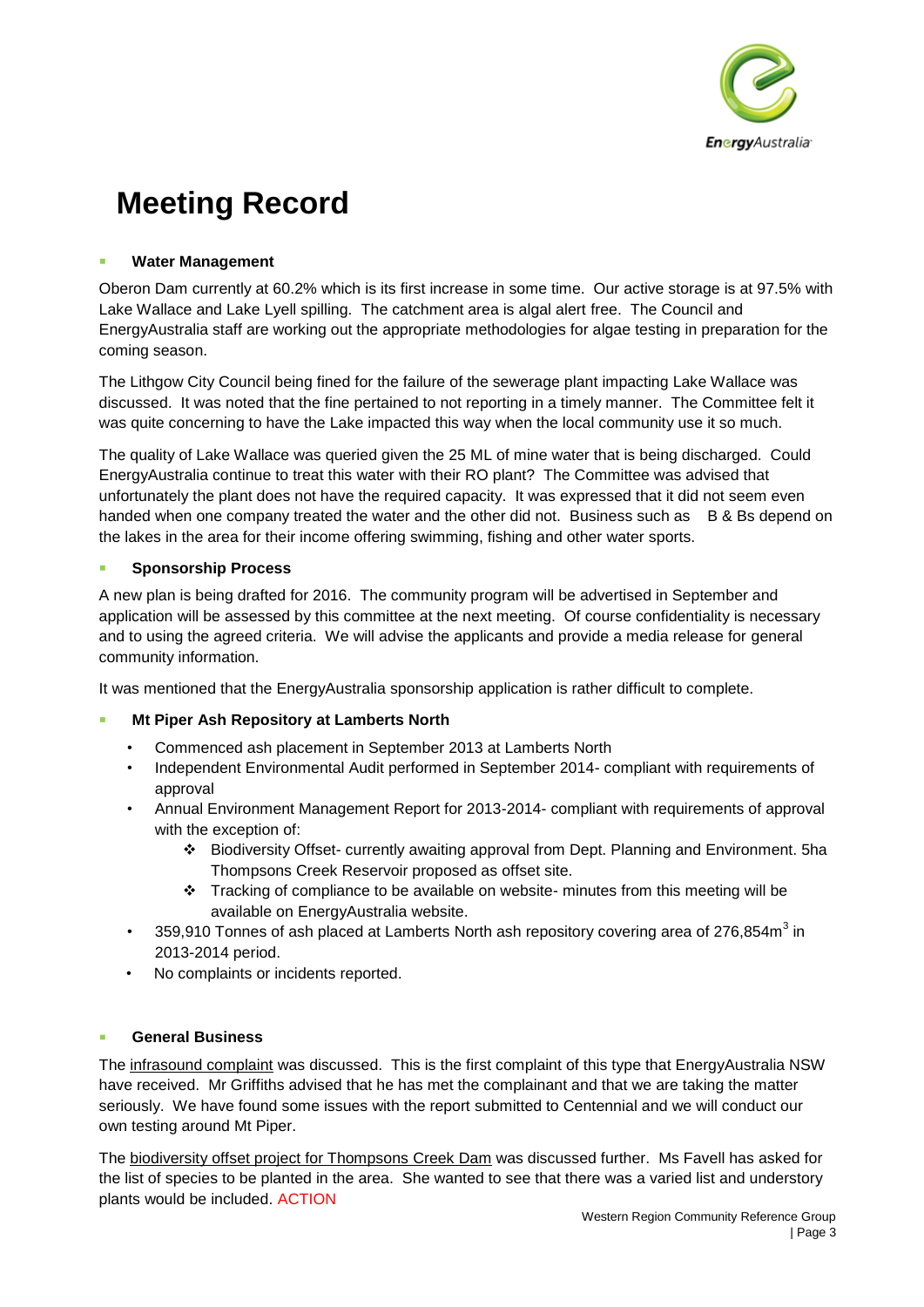# Meeting Record

- **Water Management**

Oberon Dam currently at 60.2% which is its first increase in some time. Our active storage is at 97.5% with Lake Wallace and Lake Lyell spilling. The catchment area is algal alert free. The Council and EnergyAustralia staff are working out the appropriate methodologies for algae testing in preparation for the coming season.

The Lithgow City Council being fined for the failure of the sewerage plant impacting Lake Wallace was discussed. It was noted that the fine pertained to not reporting in a timely manner. The Committee felt it was quite concerning to have the Lake impacted this way when the local community use it so much.

The quality of Lake Wallace was queried given the 25 ML of mine water that is being discharged. Could EnergyAustralia continue to treat this water with their RO plant? The Committee was advised that unfortunately the plant does not have the required capacity. It was expressed that it did not seem even handed when one company treated the water and the other did not. Business such as B & Bs depend on the lakes in the area for their income offering swimming, fishing and other water sports.

- **Sponsorship Process**

A new plan is being drafted for 2016. The community program will be advertised in September and application will be assessed by this committee at the next meeting. Of course confidentiality is necessary and to using the agreed criteria. We will advise the applicants and provide a media release for general community information.

It was mentioned that the EnergyAustralia sponsorship application is rather difficult to complete.

- **Mt Piper Ash Repository at Lamberts North**
  - Commenced ash placement in September 2013 at Lamberts North
  - Independent Environmental Audit performed in September 2014- compliant with requirements of approval
  - Annual Environment Management Report for 2013-2014- compliant with requirements of approval with the exception of:
    - Biodiversity Offset- currently awaiting approval from Dept. Planning and Environment. 5ha Thompsons Creek Reservoir proposed as offset site.
    - Tracking of compliance to be available on website- minutes from this meeting will be available on EnergyAustralia website.
  - 359,910 Tonnes of ash placed at Lamberts North ash repository covering area of 276,854m$^3$ in 2013-2014 period.
  - No complaints or incidents reported.

- **General Business**

The infrasound complaint was discussed. This is the first complaint of this type that EnergyAustralia NSW have received. Mr Griffiths advised that he has met the complainant and that we are taking the matter seriously. We have found some issues with the report submitted to Centennial and we will conduct our own testing around Mt Piper.

The biodiversity offset project for Thompsons Creek Dam was discussed further. Ms Favell has asked for the list of species to be planted in the area. She wanted to see that there was a varied list and understory plants would be included. ACTION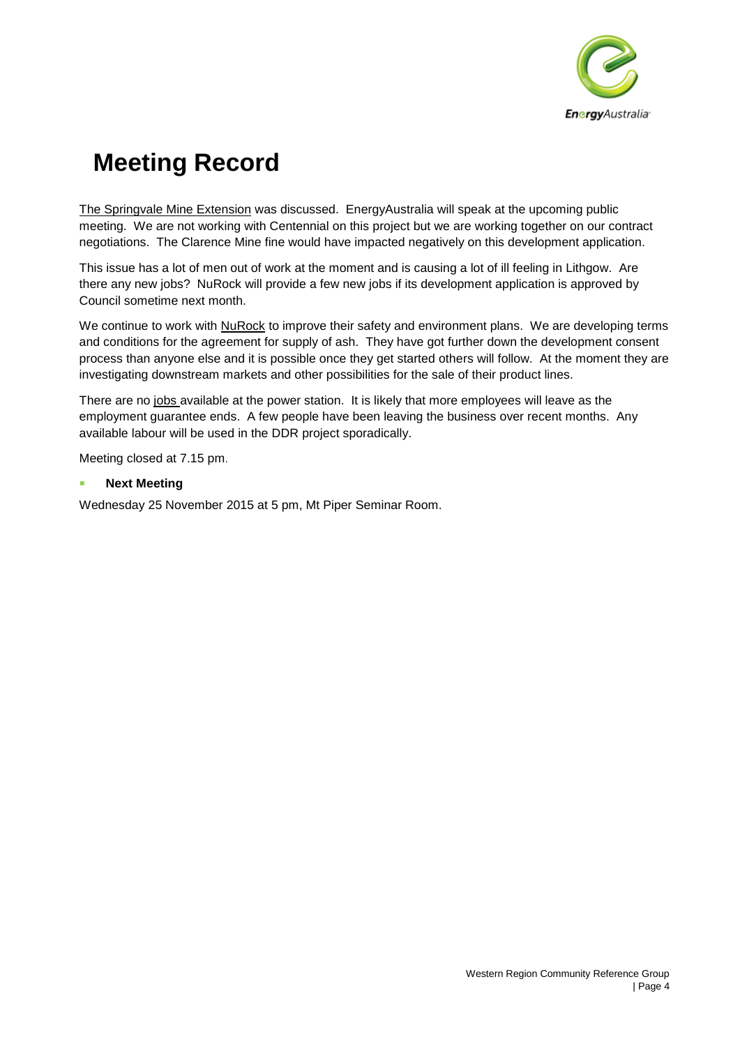# Meeting Record

The Springvale Mine Extension was discussed. EnergyAustralia will speak at the upcoming public meeting. We are not working with Centennial on this project but we are working together on our contract negotiations. The Clarence Mine fine would have impacted negatively on this development application.

This issue has a lot of men out of work at the moment and is causing a lot of ill feeling in Lithgow. Are there any new jobs? NuRock will provide a few new jobs if its development application is approved by Council sometime next month.

We continue to work with NuRock to improve their safety and environment plans. We are developing terms and conditions for the agreement for supply of ash. They have got further down the development consent process than anyone else and it is possible once they get started others will follow. At the moment they are investigating downstream markets and other possibilities for the sale of their product lines.

There are no jobs available at the power station. It is likely that more employees will leave as the employment guarantee ends. A few people have been leaving the business over recent months. Any available labour will be used in the DDR project sporadically.

Meeting closed at 7.15 pm.

- **Next Meeting**

Wednesday 25 November 2015 at 5 pm, Mt Piper Seminar Room.